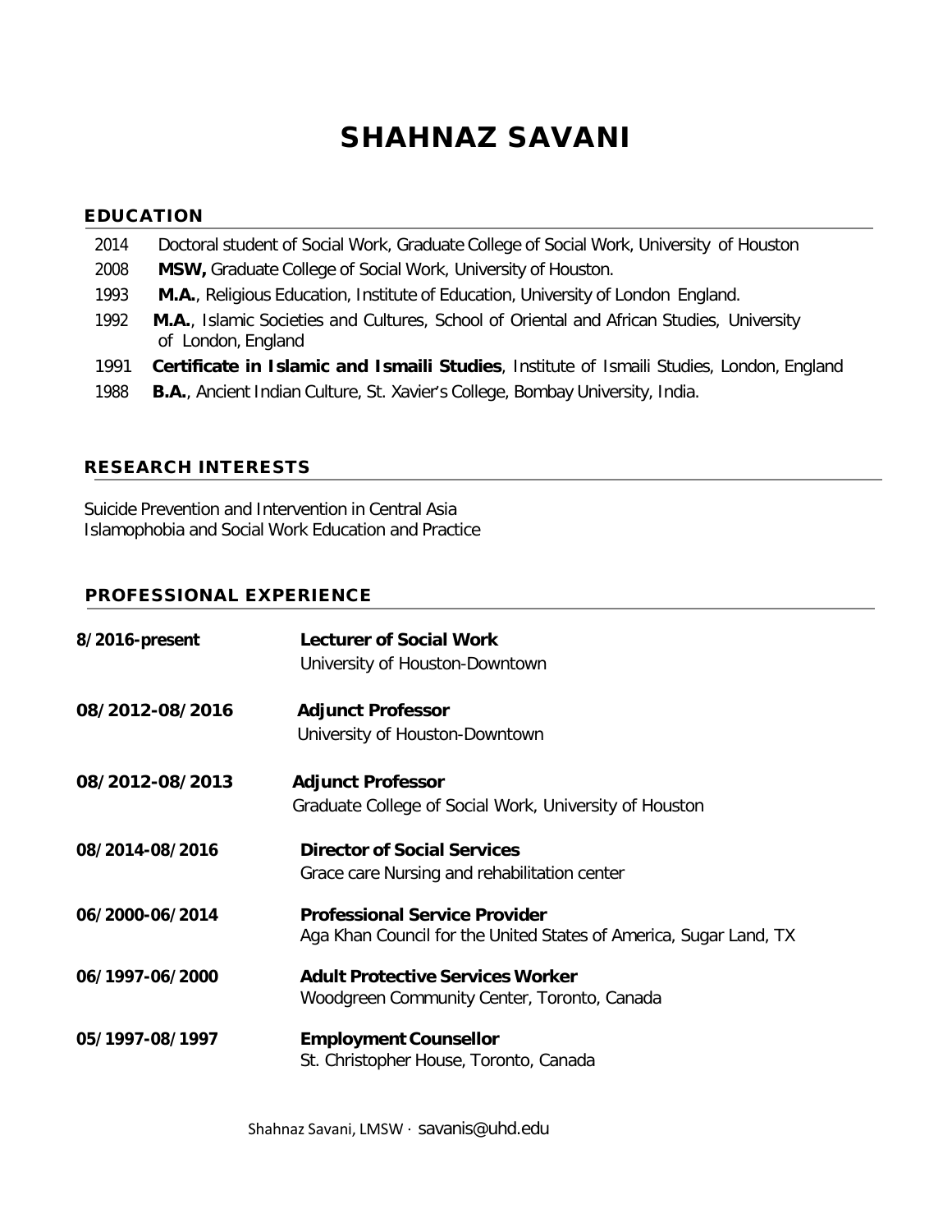# SHAHNAZ SAVANI

## EDUCATION

2014 Doctoral student of Social Work, Graduate College of Social Work, University of Houston

2008 **MSW,** Graduate College of Social Work, University of Houston.

1993 **M.A.**, Religious Education, Institute of Education, University of London England.

1992 **M.A.**, Islamic Societies and Cultures, School of Oriental and African Studies, University of London, England

1991 **Certificate in Islamic and Ismaili Studies**, Institute of Ismaili Studies, London, England

1988 **B.A.**, Ancient Indian Culture, St. Xavier's College, Bombay University, India.

## RESEARCH INTERESTS

Suicide Prevention and Intervention in Central Asia
Islamophobia and Social Work Education and Practice

## PROFESSIONAL EXPERIENCE

**8/2016-present** **Lecturer of Social Work**
University of Houston-Downtown

**08/2012-08/2016** **Adjunct Professor**
University of Houston-Downtown

**08/2012-08/2013** **Adjunct Professor**
Graduate College of Social Work, University of Houston

**08/2014-08/2016** **Director of Social Services**
Grace care Nursing and rehabilitation center

**06/2000-06/2014** **Professional Service Provider**
Aga Khan Council for the United States of America, Sugar Land, TX

**06/1997-06/2000** **Adult Protective Services Worker**
Woodgreen Community Center, Toronto, Canada

**05/1997-08/1997** **Employment Counsellor**
St. Christopher House, Toronto, Canada

Shahnaz Savani, LMSW · savanis@uhd.edu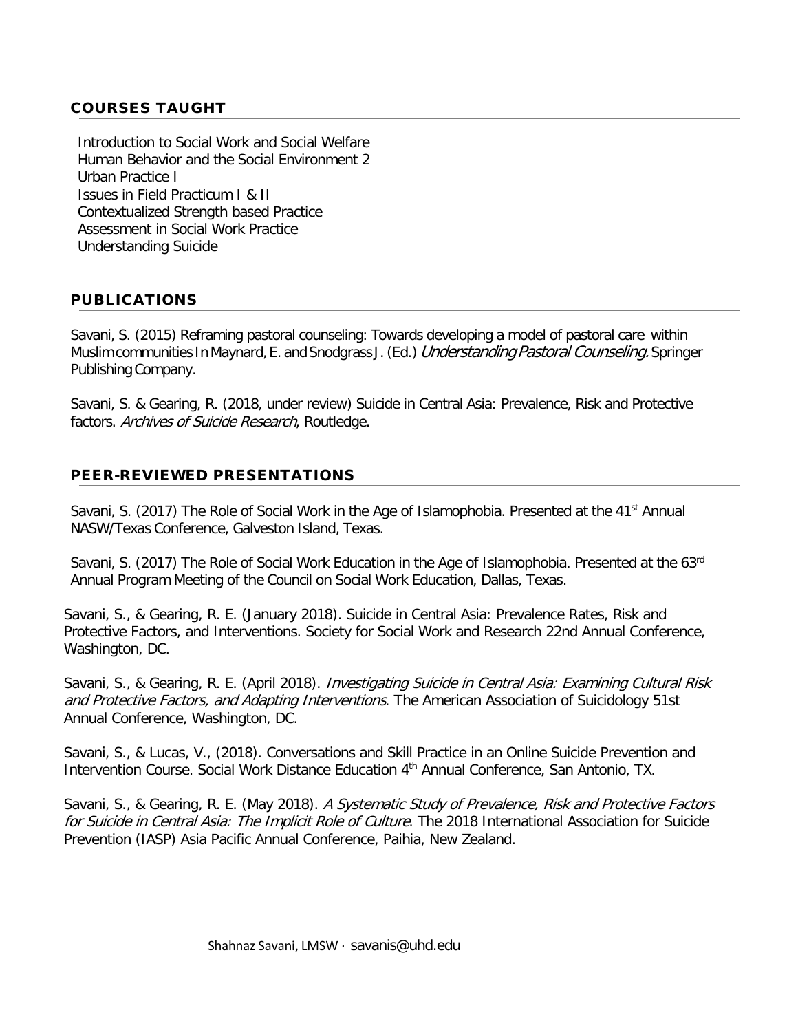## COURSES TAUGHT

Introduction to Social Work and Social Welfare
Human Behavior and the Social Environment 2
Urban Practice I
Issues in Field Practicum I & II
Contextualized Strength based Practice
Assessment in Social Work Practice
Understanding Suicide

## PUBLICATIONS

Savani, S. (2015) Reframing pastoral counseling: Towards developing a model of pastoral care within Muslim communities In Maynard, E. and Snodgrass J. (Ed.) *Understanding Pastoral Counseling*. Springer Publishing Company.

Savani, S. & Gearing, R. (2018, under review) Suicide in Central Asia: Prevalence, Risk and Protective factors. *Archives of Suicide Research*, Routledge.

## PEER-REVIEWED PRESENTATIONS

Savani, S. (2017) The Role of Social Work in the Age of Islamophobia. Presented at the 41st Annual NASW/Texas Conference, Galveston Island, Texas.

Savani, S. (2017) The Role of Social Work Education in the Age of Islamophobia. Presented at the 63rd Annual Program Meeting of the Council on Social Work Education, Dallas, Texas.

Savani, S., & Gearing, R. E. (January 2018). Suicide in Central Asia: Prevalence Rates, Risk and Protective Factors, and Interventions. Society for Social Work and Research 22nd Annual Conference, Washington, DC.

Savani, S., & Gearing, R. E. (April 2018). *Investigating Suicide in Central Asia: Examining Cultural Risk and Protective Factors, and Adapting Interventions*. The American Association of Suicidology 51st Annual Conference, Washington, DC.

Savani, S., & Lucas, V., (2018). Conversations and Skill Practice in an Online Suicide Prevention and Intervention Course. Social Work Distance Education 4th Annual Conference, San Antonio, TX.

Savani, S., & Gearing, R. E. (May 2018). *A Systematic Study of Prevalence, Risk and Protective Factors for Suicide in Central Asia: The Implicit Role of Culture*. The 2018 International Association for Suicide Prevention (IASP) Asia Pacific Annual Conference, Paihia, New Zealand.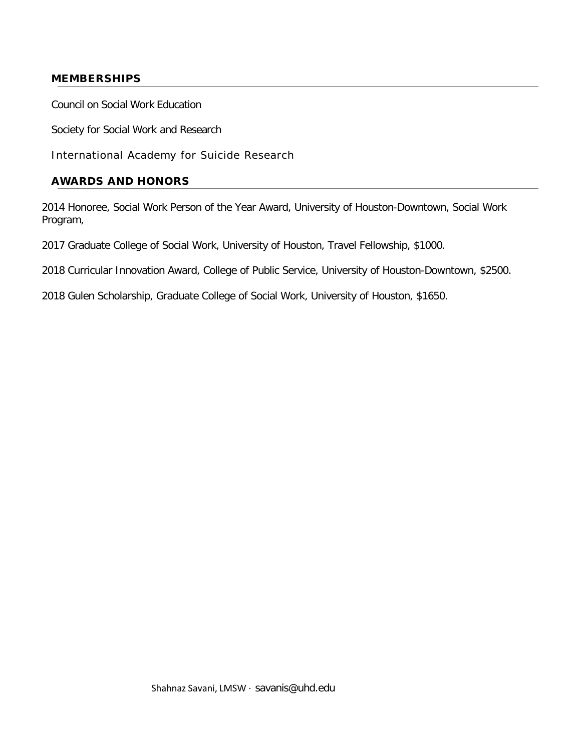## MEMBERSHIPS

Council on Social Work Education

Society for Social Work and Research

International Academy for Suicide Research

## AWARDS AND HONORS

2014 Honoree, Social Work Person of the Year Award, University of Houston-Downtown, Social Work Program,

2017 Graduate College of Social Work, University of Houston, Travel Fellowship, $1000.

2018 Curricular Innovation Award, College of Public Service, University of Houston-Downtown, $2500.

2018 Gulen Scholarship, Graduate College of Social Work, University of Houston, $1650.